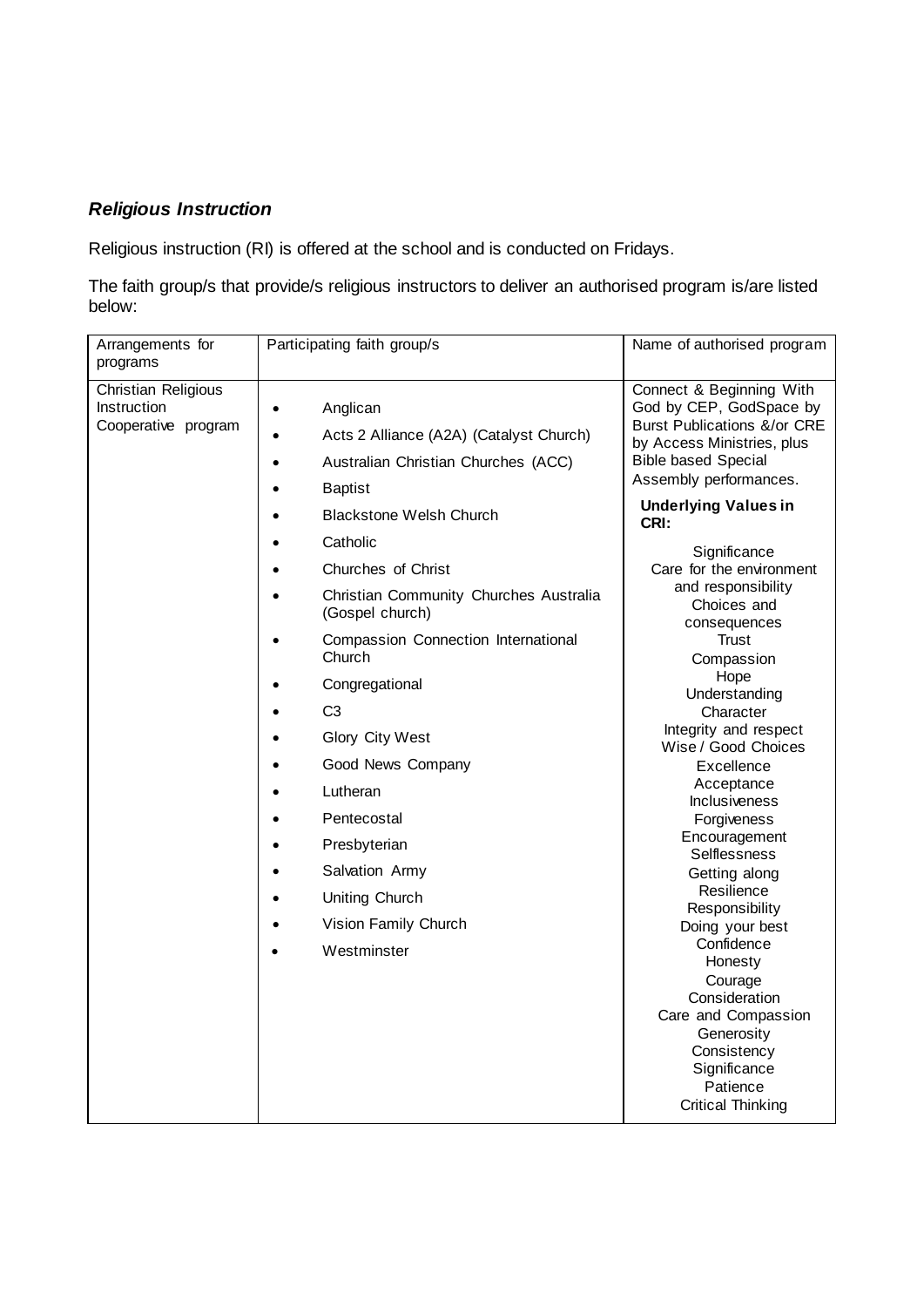### ***Religious Instruction***

Religious instruction (RI) is offered at the school and is conducted on Fridays.

The faith group/s that provide/s religious instructors to deliver an authorised program is/are listed below:

| Arrangements for programs | Participating faith group/s | Name of authorised program |
|---|---|---|
| Christian Religious Instruction Cooperative program | • Anglican<br>• Acts 2 Alliance (A2A) (Catalyst Church)<br>• Australian Christian Churches (ACC)<br>• Baptist<br>• Blackstone Welsh Church<br>• Catholic<br>• Churches of Christ<br>• Christian Community Churches Australia (Gospel church)<br>• Compassion Connection International Church<br>• Congregational<br>• C3<br>• Glory City West<br>• Good News Company<br>• Lutheran<br>• Pentecostal<br>• Presbyterian<br>• Salvation Army<br>• Uniting Church<br>• Vision Family Church<br>• Westminster | Connect & Beginning With God by CEP, GodSpace by Burst Publications &/or CRE by Access Ministries, plus Bible based Special Assembly performances.<br><br>**Underlying Values in CRI:**<br><br>Significance<br>Care for the environment and responsibility<br>Choices and consequences<br>Trust<br>Compassion<br>Hope<br>Understanding<br>Character<br>Integrity and respect<br>Wise / Good Choices<br>Excellence<br>Acceptance<br>Inclusiveness<br>Forgiveness<br>Encouragement<br>Selflessness<br>Getting along<br>Resilience<br>Responsibility<br>Doing your best<br>Confidence<br>Honesty<br>Courage<br>Consideration<br>Care and Compassion<br>Generosity<br>Consistency<br>Significance<br>Patience<br>Critical Thinking |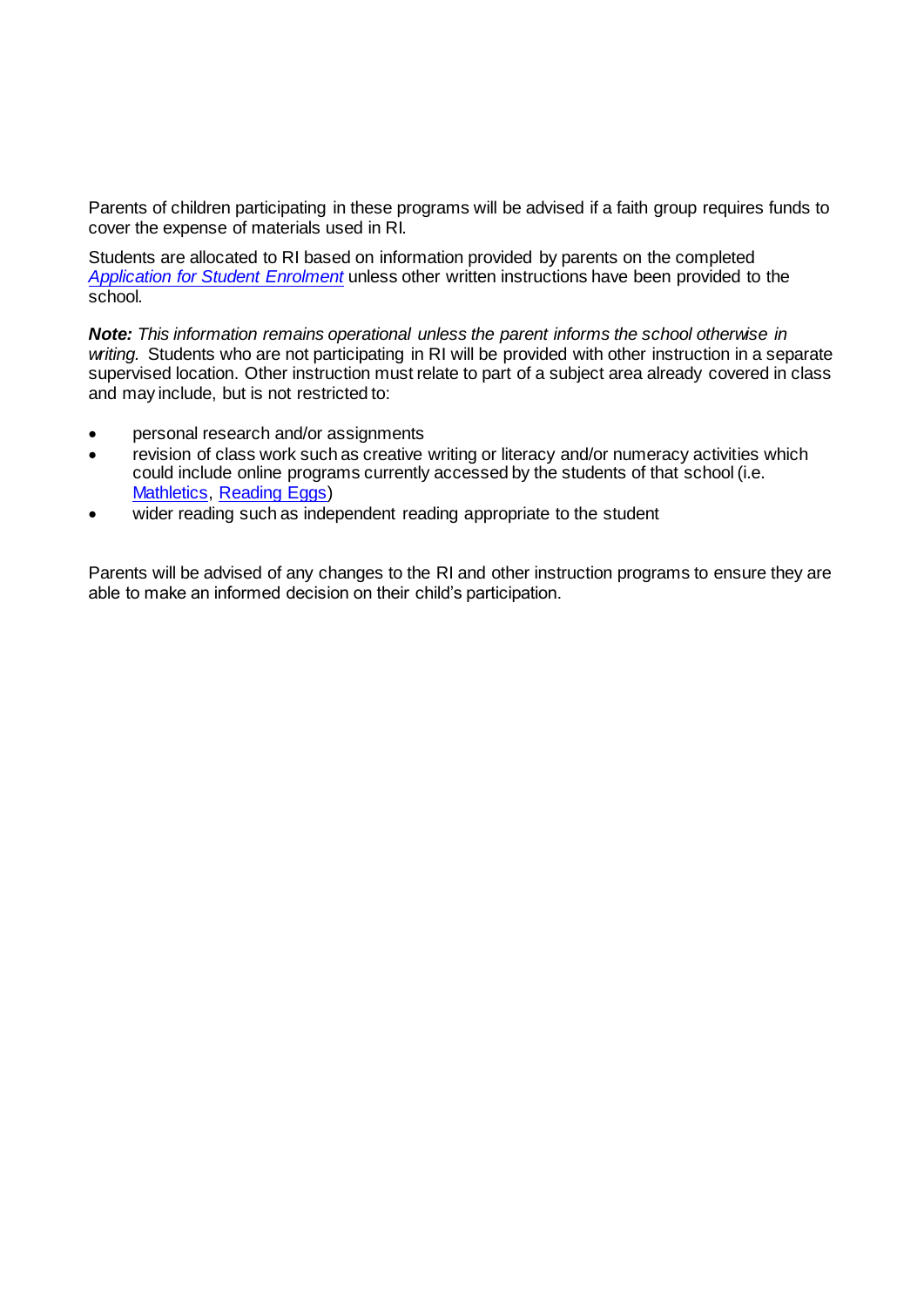Parents of children participating in these programs will be advised if a faith group requires funds to cover the expense of materials used in RI.

Students are allocated to RI based on information provided by parents on the completed *Application for Student Enrolment* unless other written instructions have been provided to the school.

***Note:*** *This information remains operational unless the parent informs the school otherwise in writing.* Students who are not participating in RI will be provided with other instruction in a separate supervised location. Other instruction must relate to part of a subject area already covered in class and may include, but is not restricted to:

- personal research and/or assignments
- revision of class work such as creative writing or literacy and/or numeracy activities which could include online programs currently accessed by the students of that school (i.e. Mathletics, Reading Eggs)
- wider reading such as independent reading appropriate to the student

Parents will be advised of any changes to the RI and other instruction programs to ensure they are able to make an informed decision on their child's participation.